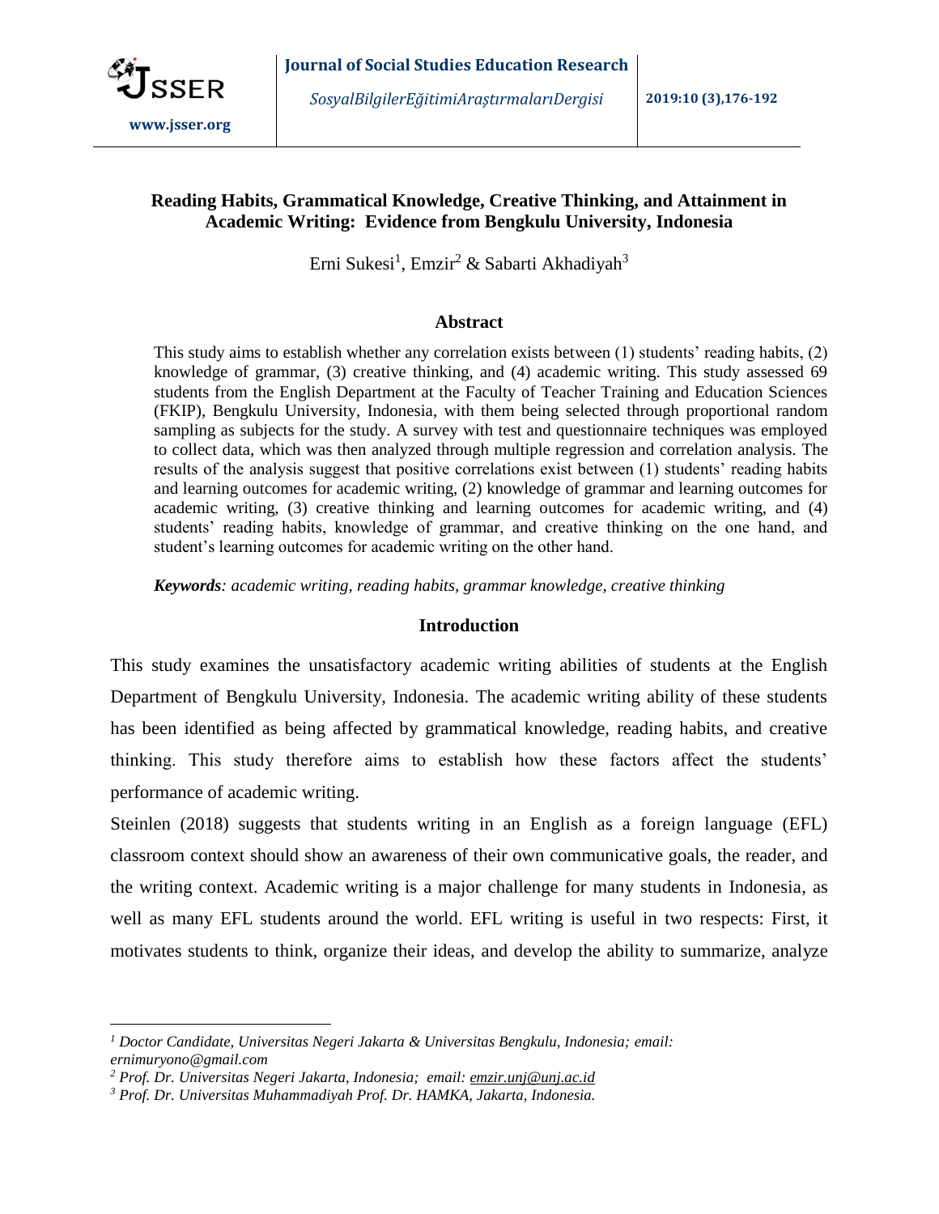# Reading Habits, Grammatical Knowledge, Creative Thinking, and Attainment in Academic Writing: Evidence from Bengkulu University, Indonesia

Erni Sukesi[1], Emzir[2] & Sabarti Akhadiyah[3]

## Abstract

This study aims to establish whether any correlation exists between (1) students' reading habits, (2) knowledge of grammar, (3) creative thinking, and (4) academic writing. This study assessed 69 students from the English Department at the Faculty of Teacher Training and Education Sciences (FKIP), Bengkulu University, Indonesia, with them being selected through proportional random sampling as subjects for the study. A survey with test and questionnaire techniques was employed to collect data, which was then analyzed through multiple regression and correlation analysis. The results of the analysis suggest that positive correlations exist between (1) students' reading habits and learning outcomes for academic writing, (2) knowledge of grammar and learning outcomes for academic writing, (3) creative thinking and learning outcomes for academic writing, and (4) students' reading habits, knowledge of grammar, and creative thinking on the one hand, and student's learning outcomes for academic writing on the other hand.

***Keywords****: academic writing, reading habits, grammar knowledge, creative thinking*

## Introduction

This study examines the unsatisfactory academic writing abilities of students at the English Department of Bengkulu University, Indonesia. The academic writing ability of these students has been identified as being affected by grammatical knowledge, reading habits, and creative thinking. This study therefore aims to establish how these factors affect the students' performance of academic writing.

Steinlen (2018) suggests that students writing in an English as a foreign language (EFL) classroom context should show an awareness of their own communicative goals, the reader, and the writing context. Academic writing is a major challenge for many students in Indonesia, as well as many EFL students around the world. EFL writing is useful in two respects: First, it motivates students to think, organize their ideas, and develop the ability to summarize, analyze

---

*[1] Doctor Candidate, Universitas Negeri Jakarta & Universitas Bengkulu, Indonesia; email: ernimuryono@gmail.com*

*[2] Prof. Dr. Universitas Negeri Jakarta, Indonesia; email: emzir.unj@unj.ac.id*

*[3] Prof. Dr. Universitas Muhammadiyah Prof. Dr. HAMKA, Jakarta, Indonesia.*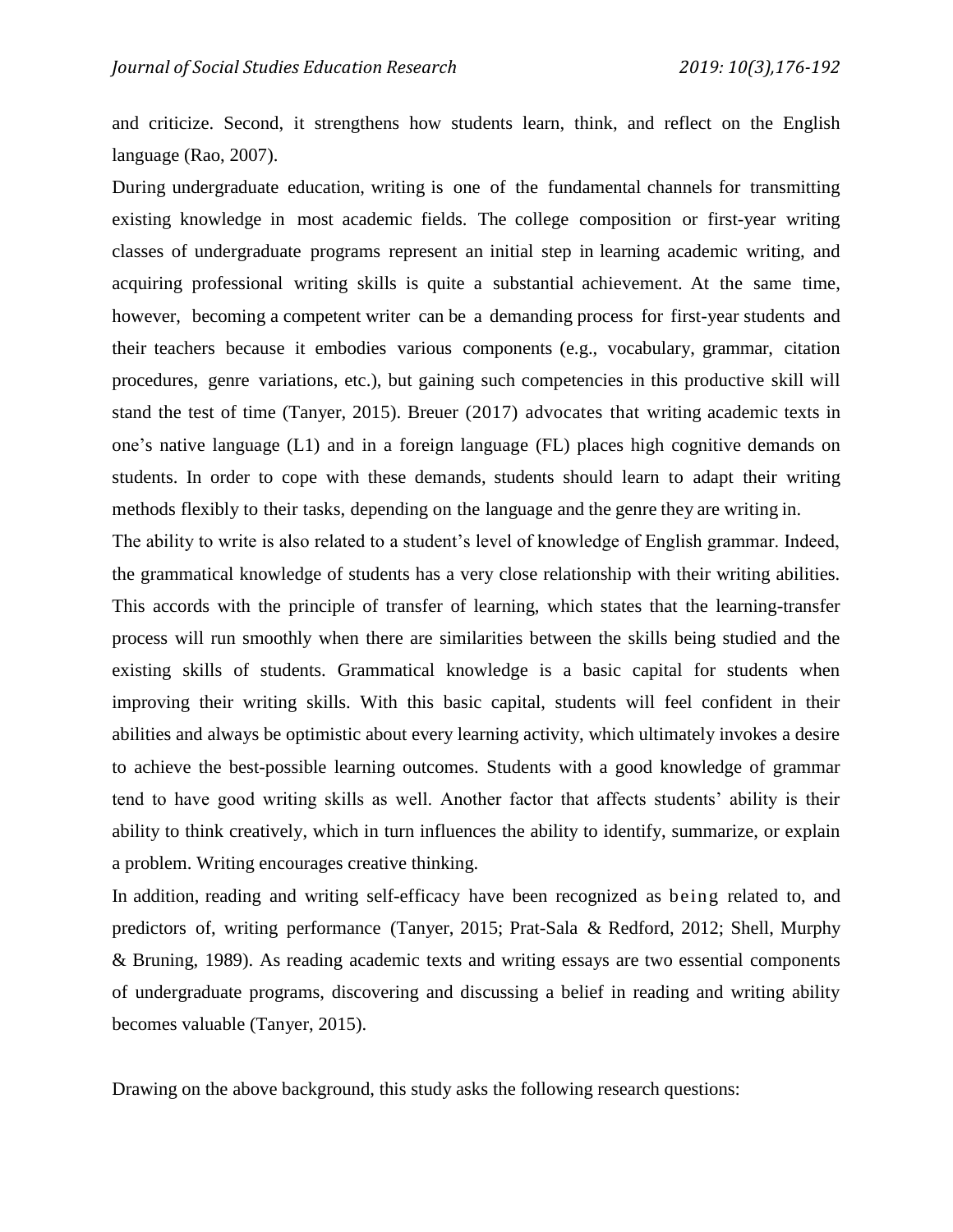and criticize. Second, it strengthens how students learn, think, and reflect on the English language (Rao, 2007).

During undergraduate education, writing is one of the fundamental channels for transmitting existing knowledge in most academic fields. The college composition or first-year writing classes of undergraduate programs represent an initial step in learning academic writing, and acquiring professional writing skills is quite a substantial achievement. At the same time, however, becoming a competent writer can be a demanding process for first-year students and their teachers because it embodies various components (e.g., vocabulary, grammar, citation procedures, genre variations, etc.), but gaining such competencies in this productive skill will stand the test of time (Tanyer, 2015). Breuer (2017) advocates that writing academic texts in one's native language (L1) and in a foreign language (FL) places high cognitive demands on students. In order to cope with these demands, students should learn to adapt their writing methods flexibly to their tasks, depending on the language and the genre they are writing in.

The ability to write is also related to a student's level of knowledge of English grammar. Indeed, the grammatical knowledge of students has a very close relationship with their writing abilities. This accords with the principle of transfer of learning, which states that the learning-transfer process will run smoothly when there are similarities between the skills being studied and the existing skills of students. Grammatical knowledge is a basic capital for students when improving their writing skills. With this basic capital, students will feel confident in their abilities and always be optimistic about every learning activity, which ultimately invokes a desire to achieve the best-possible learning outcomes. Students with a good knowledge of grammar tend to have good writing skills as well. Another factor that affects students' ability is their ability to think creatively, which in turn influences the ability to identify, summarize, or explain a problem. Writing encourages creative thinking.

In addition, reading and writing self-efficacy have been recognized as being related to, and predictors of, writing performance (Tanyer, 2015; Prat-Sala & Redford, 2012; Shell, Murphy & Bruning, 1989). As reading academic texts and writing essays are two essential components of undergraduate programs, discovering and discussing a belief in reading and writing ability becomes valuable (Tanyer, 2015).

Drawing on the above background, this study asks the following research questions: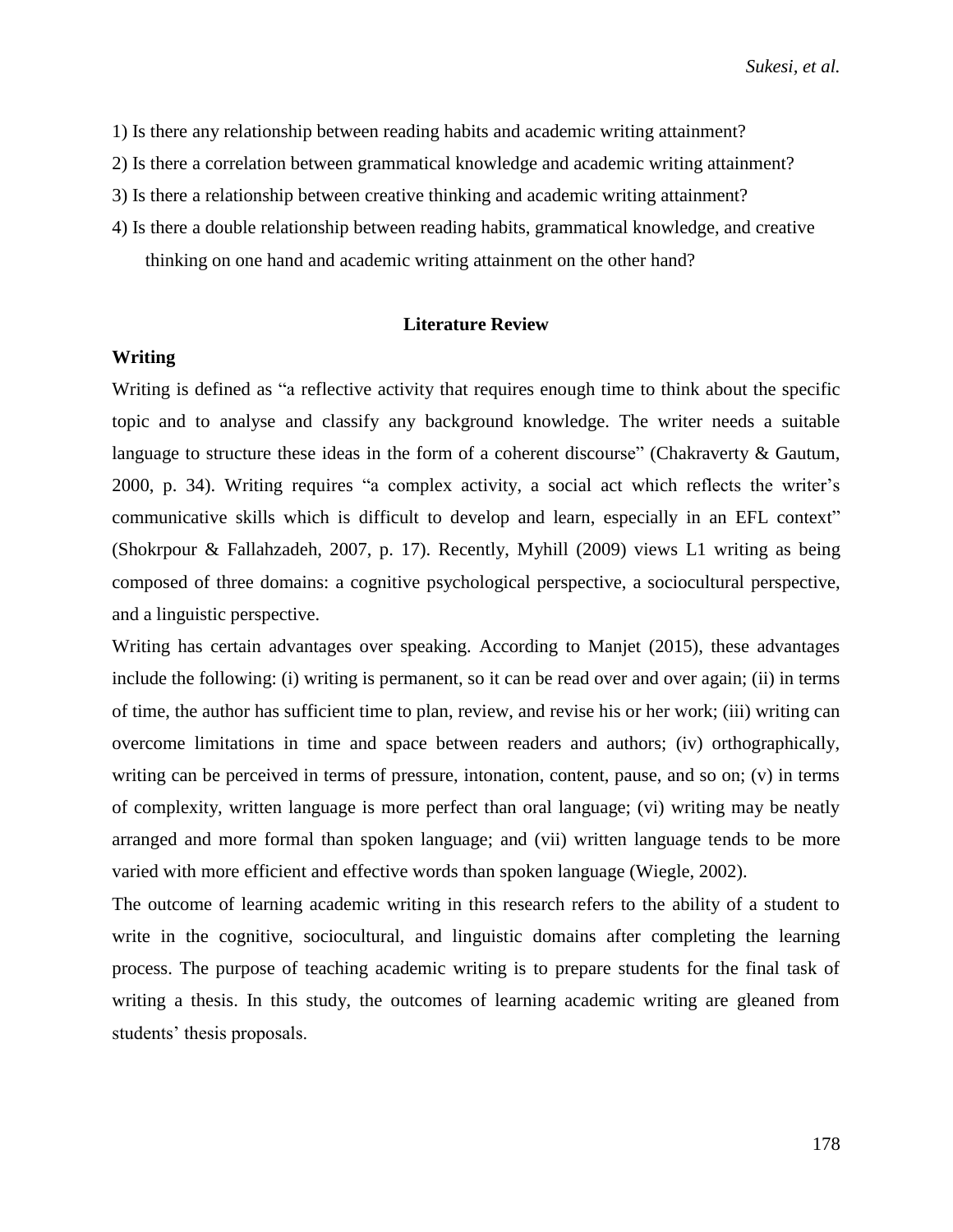1) Is there any relationship between reading habits and academic writing attainment?

2) Is there a correlation between grammatical knowledge and academic writing attainment?

3) Is there a relationship between creative thinking and academic writing attainment?

4) Is there a double relationship between reading habits, grammatical knowledge, and creative thinking on one hand and academic writing attainment on the other hand?

## Literature Review

### Writing

Writing is defined as "a reflective activity that requires enough time to think about the specific topic and to analyse and classify any background knowledge. The writer needs a suitable language to structure these ideas in the form of a coherent discourse" (Chakraverty & Gautum, 2000, p. 34). Writing requires "a complex activity, a social act which reflects the writer's communicative skills which is difficult to develop and learn, especially in an EFL context" (Shokrpour & Fallahzadeh, 2007, p. 17). Recently, Myhill (2009) views L1 writing as being composed of three domains: a cognitive psychological perspective, a sociocultural perspective, and a linguistic perspective.

Writing has certain advantages over speaking. According to Manjet (2015), these advantages include the following: (i) writing is permanent, so it can be read over and over again; (ii) in terms of time, the author has sufficient time to plan, review, and revise his or her work; (iii) writing can overcome limitations in time and space between readers and authors; (iv) orthographically, writing can be perceived in terms of pressure, intonation, content, pause, and so on; (v) in terms of complexity, written language is more perfect than oral language; (vi) writing may be neatly arranged and more formal than spoken language; and (vii) written language tends to be more varied with more efficient and effective words than spoken language (Wiegle, 2002).

The outcome of learning academic writing in this research refers to the ability of a student to write in the cognitive, sociocultural, and linguistic domains after completing the learning process. The purpose of teaching academic writing is to prepare students for the final task of writing a thesis. In this study, the outcomes of learning academic writing are gleaned from students' thesis proposals.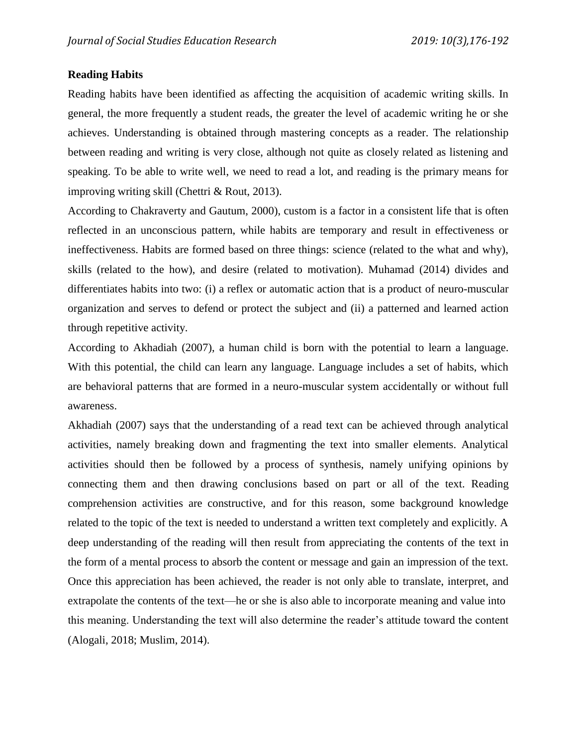**Reading Habits**

Reading habits have been identified as affecting the acquisition of academic writing skills. In general, the more frequently a student reads, the greater the level of academic writing he or she achieves. Understanding is obtained through mastering concepts as a reader. The relationship between reading and writing is very close, although not quite as closely related as listening and speaking. To be able to write well, we need to read a lot, and reading is the primary means for improving writing skill (Chettri & Rout, 2013).

According to Chakraverty and Gautum, 2000), custom is a factor in a consistent life that is often reflected in an unconscious pattern, while habits are temporary and result in effectiveness or ineffectiveness. Habits are formed based on three things: science (related to the what and why), skills (related to the how), and desire (related to motivation). Muhamad (2014) divides and differentiates habits into two: (i) a reflex or automatic action that is a product of neuro-muscular organization and serves to defend or protect the subject and (ii) a patterned and learned action through repetitive activity.

According to Akhadiah (2007), a human child is born with the potential to learn a language. With this potential, the child can learn any language. Language includes a set of habits, which are behavioral patterns that are formed in a neuro-muscular system accidentally or without full awareness.

Akhadiah (2007) says that the understanding of a read text can be achieved through analytical activities, namely breaking down and fragmenting the text into smaller elements. Analytical activities should then be followed by a process of synthesis, namely unifying opinions by connecting them and then drawing conclusions based on part or all of the text. Reading comprehension activities are constructive, and for this reason, some background knowledge related to the topic of the text is needed to understand a written text completely and explicitly. A deep understanding of the reading will then result from appreciating the contents of the text in the form of a mental process to absorb the content or message and gain an impression of the text. Once this appreciation has been achieved, the reader is not only able to translate, interpret, and extrapolate the contents of the text—he or she is also able to incorporate meaning and value into this meaning. Understanding the text will also determine the reader's attitude toward the content (Alogali, 2018; Muslim, 2014).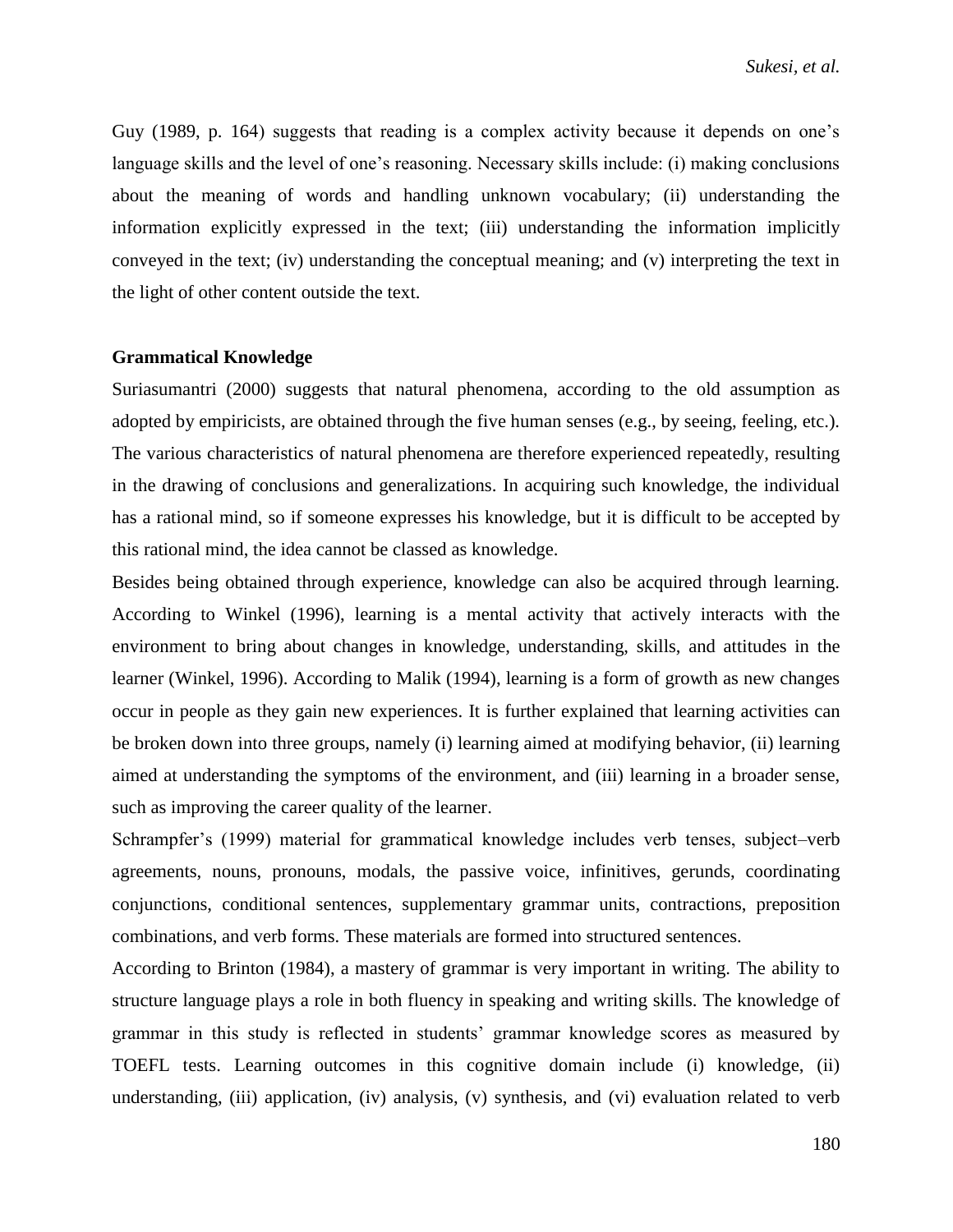Guy (1989, p. 164) suggests that reading is a complex activity because it depends on one's language skills and the level of one's reasoning. Necessary skills include: (i) making conclusions about the meaning of words and handling unknown vocabulary; (ii) understanding the information explicitly expressed in the text; (iii) understanding the information implicitly conveyed in the text; (iv) understanding the conceptual meaning; and (v) interpreting the text in the light of other content outside the text.

**Grammatical Knowledge**

Suriasumantri (2000) suggests that natural phenomena, according to the old assumption as adopted by empiricists, are obtained through the five human senses (e.g., by seeing, feeling, etc.). The various characteristics of natural phenomena are therefore experienced repeatedly, resulting in the drawing of conclusions and generalizations. In acquiring such knowledge, the individual has a rational mind, so if someone expresses his knowledge, but it is difficult to be accepted by this rational mind, the idea cannot be classed as knowledge.

Besides being obtained through experience, knowledge can also be acquired through learning. According to Winkel (1996), learning is a mental activity that actively interacts with the environment to bring about changes in knowledge, understanding, skills, and attitudes in the learner (Winkel, 1996). According to Malik (1994), learning is a form of growth as new changes occur in people as they gain new experiences. It is further explained that learning activities can be broken down into three groups, namely (i) learning aimed at modifying behavior, (ii) learning aimed at understanding the symptoms of the environment, and (iii) learning in a broader sense, such as improving the career quality of the learner.

Schrampfer's (1999) material for grammatical knowledge includes verb tenses, subject–verb agreements, nouns, pronouns, modals, the passive voice, infinitives, gerunds, coordinating conjunctions, conditional sentences, supplementary grammar units, contractions, preposition combinations, and verb forms. These materials are formed into structured sentences.

According to Brinton (1984), a mastery of grammar is very important in writing. The ability to structure language plays a role in both fluency in speaking and writing skills. The knowledge of grammar in this study is reflected in students' grammar knowledge scores as measured by TOEFL tests. Learning outcomes in this cognitive domain include (i) knowledge, (ii) understanding, (iii) application, (iv) analysis, (v) synthesis, and (vi) evaluation related to verb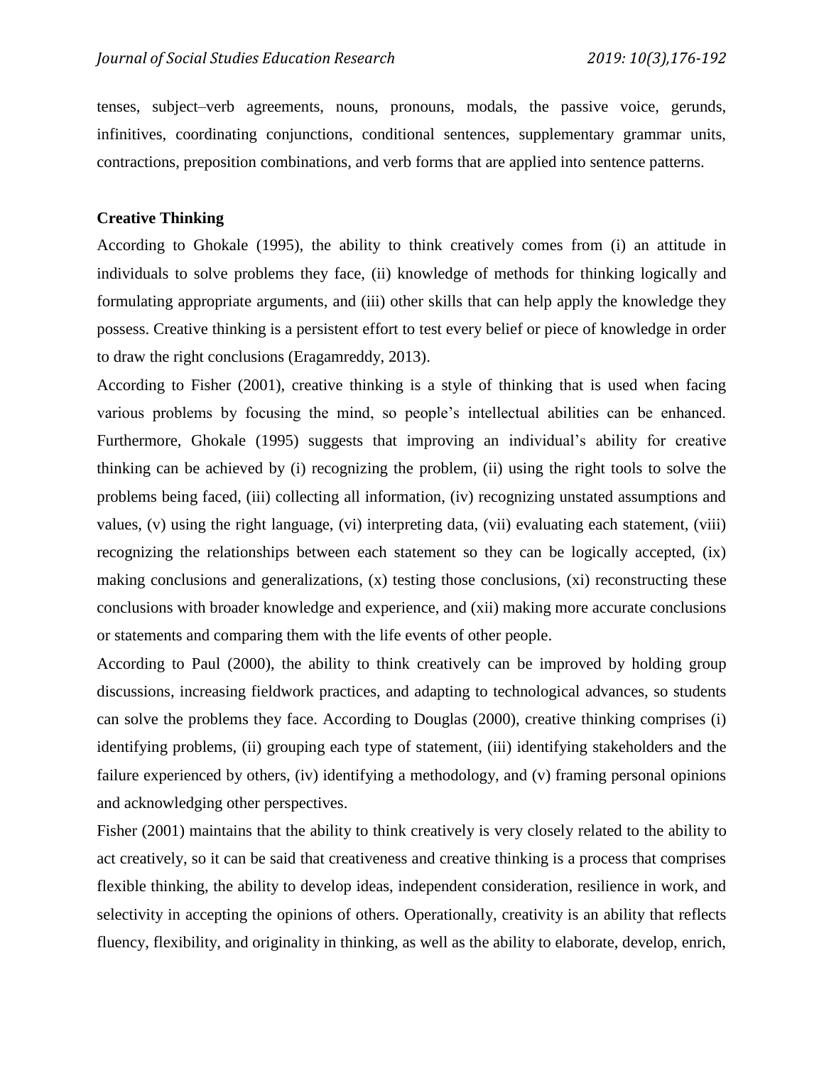tenses, subject–verb agreements, nouns, pronouns, modals, the passive voice, gerunds, infinitives, coordinating conjunctions, conditional sentences, supplementary grammar units, contractions, preposition combinations, and verb forms that are applied into sentence patterns.

**Creative Thinking**

According to Ghokale (1995), the ability to think creatively comes from (i) an attitude in individuals to solve problems they face, (ii) knowledge of methods for thinking logically and formulating appropriate arguments, and (iii) other skills that can help apply the knowledge they possess. Creative thinking is a persistent effort to test every belief or piece of knowledge in order to draw the right conclusions (Eragamreddy, 2013).

According to Fisher (2001), creative thinking is a style of thinking that is used when facing various problems by focusing the mind, so people's intellectual abilities can be enhanced. Furthermore, Ghokale (1995) suggests that improving an individual's ability for creative thinking can be achieved by (i) recognizing the problem, (ii) using the right tools to solve the problems being faced, (iii) collecting all information, (iv) recognizing unstated assumptions and values, (v) using the right language, (vi) interpreting data, (vii) evaluating each statement, (viii) recognizing the relationships between each statement so they can be logically accepted, (ix) making conclusions and generalizations, (x) testing those conclusions, (xi) reconstructing these conclusions with broader knowledge and experience, and (xii) making more accurate conclusions or statements and comparing them with the life events of other people.

According to Paul (2000), the ability to think creatively can be improved by holding group discussions, increasing fieldwork practices, and adapting to technological advances, so students can solve the problems they face. According to Douglas (2000), creative thinking comprises (i) identifying problems, (ii) grouping each type of statement, (iii) identifying stakeholders and the failure experienced by others, (iv) identifying a methodology, and (v) framing personal opinions and acknowledging other perspectives.

Fisher (2001) maintains that the ability to think creatively is very closely related to the ability to act creatively, so it can be said that creativeness and creative thinking is a process that comprises flexible thinking, the ability to develop ideas, independent consideration, resilience in work, and selectivity in accepting the opinions of others. Operationally, creativity is an ability that reflects fluency, flexibility, and originality in thinking, as well as the ability to elaborate, develop, enrich,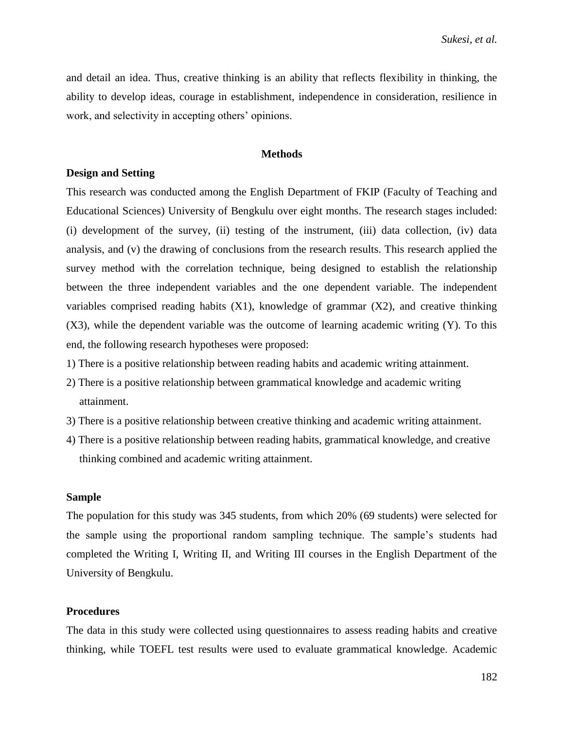and detail an idea. Thus, creative thinking is an ability that reflects flexibility in thinking, the ability to develop ideas, courage in establishment, independence in consideration, resilience in work, and selectivity in accepting others' opinions.

## Methods

### Design and Setting

This research was conducted among the English Department of FKIP (Faculty of Teaching and Educational Sciences) University of Bengkulu over eight months. The research stages included: (i) development of the survey, (ii) testing of the instrument, (iii) data collection, (iv) data analysis, and (v) the drawing of conclusions from the research results. This research applied the survey method with the correlation technique, being designed to establish the relationship between the three independent variables and the one dependent variable. The independent variables comprised reading habits (X1), knowledge of grammar (X2), and creative thinking (X3), while the dependent variable was the outcome of learning academic writing (Y). To this end, the following research hypotheses were proposed:

1) There is a positive relationship between reading habits and academic writing attainment.
2) There is a positive relationship between grammatical knowledge and academic writing attainment.
3) There is a positive relationship between creative thinking and academic writing attainment.
4) There is a positive relationship between reading habits, grammatical knowledge, and creative thinking combined and academic writing attainment.

### Sample

The population for this study was 345 students, from which 20% (69 students) were selected for the sample using the proportional random sampling technique. The sample's students had completed the Writing I, Writing II, and Writing III courses in the English Department of the University of Bengkulu.

### Procedures

The data in this study were collected using questionnaires to assess reading habits and creative thinking, while TOEFL test results were used to evaluate grammatical knowledge. Academic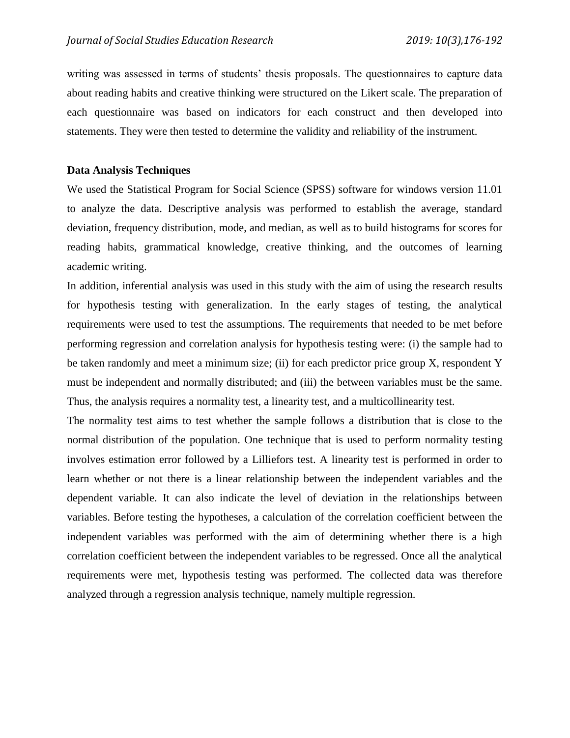writing was assessed in terms of students' thesis proposals. The questionnaires to capture data about reading habits and creative thinking were structured on the Likert scale. The preparation of each questionnaire was based on indicators for each construct and then developed into statements. They were then tested to determine the validity and reliability of the instrument.

**Data Analysis Techniques**

We used the Statistical Program for Social Science (SPSS) software for windows version 11.01 to analyze the data. Descriptive analysis was performed to establish the average, standard deviation, frequency distribution, mode, and median, as well as to build histograms for scores for reading habits, grammatical knowledge, creative thinking, and the outcomes of learning academic writing.

In addition, inferential analysis was used in this study with the aim of using the research results for hypothesis testing with generalization. In the early stages of testing, the analytical requirements were used to test the assumptions. The requirements that needed to be met before performing regression and correlation analysis for hypothesis testing were: (i) the sample had to be taken randomly and meet a minimum size; (ii) for each predictor price group X, respondent Y must be independent and normally distributed; and (iii) the between variables must be the same. Thus, the analysis requires a normality test, a linearity test, and a multicollinearity test.

The normality test aims to test whether the sample follows a distribution that is close to the normal distribution of the population. One technique that is used to perform normality testing involves estimation error followed by a Lilliefors test. A linearity test is performed in order to learn whether or not there is a linear relationship between the independent variables and the dependent variable. It can also indicate the level of deviation in the relationships between variables. Before testing the hypotheses, a calculation of the correlation coefficient between the independent variables was performed with the aim of determining whether there is a high correlation coefficient between the independent variables to be regressed. Once all the analytical requirements were met, hypothesis testing was performed. The collected data was therefore analyzed through a regression analysis technique, namely multiple regression.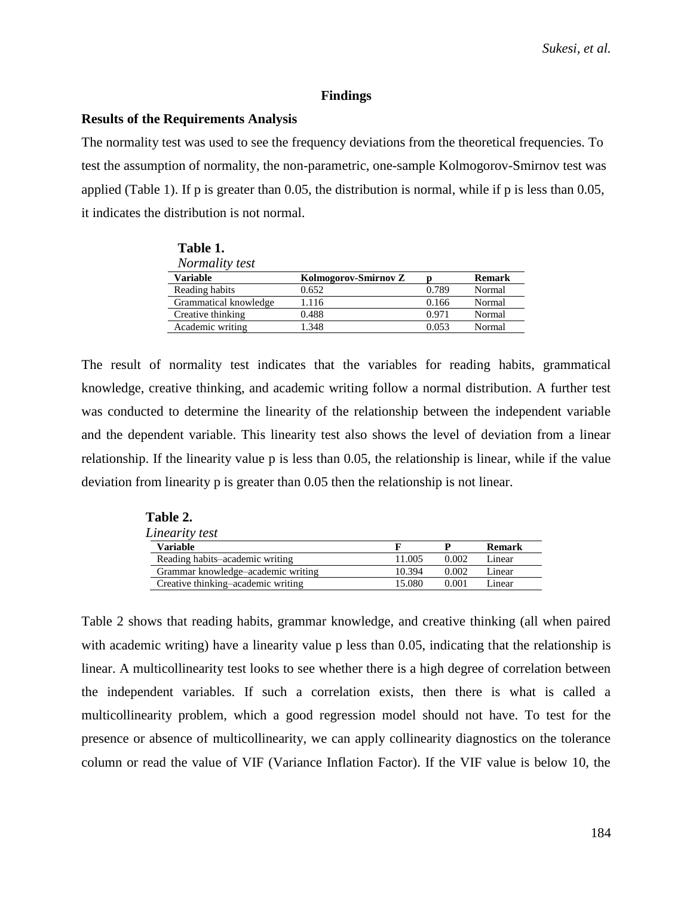## Findings

### Results of the Requirements Analysis

The normality test was used to see the frequency deviations from the theoretical frequencies. To test the assumption of normality, the non-parametric, one-sample Kolmogorov-Smirnov test was applied (Table 1). If p is greater than 0.05, the distribution is normal, while if p is less than 0.05, it indicates the distribution is not normal.

**Table 1.**
*Normality test*

| Variable | Kolmogorov-Smirnov Z | p | Remark |
|---|---|---|---|
| Reading habits | 0.652 | 0.789 | Normal |
| Grammatical knowledge | 1.116 | 0.166 | Normal |
| Creative thinking | 0.488 | 0.971 | Normal |
| Academic writing | 1.348 | 0.053 | Normal |

The result of normality test indicates that the variables for reading habits, grammatical knowledge, creative thinking, and academic writing follow a normal distribution. A further test was conducted to determine the linearity of the relationship between the independent variable and the dependent variable. This linearity test also shows the level of deviation from a linear relationship. If the linearity value p is less than 0.05, the relationship is linear, while if the value deviation from linearity p is greater than 0.05 then the relationship is not linear.

**Table 2.**
*Linearity test*

| Variable | F | P | Remark |
|---|---|---|---|
| Reading habits–academic writing | 11.005 | 0.002 | Linear |
| Grammar knowledge–academic writing | 10.394 | 0.002 | Linear |
| Creative thinking–academic writing | 15.080 | 0.001 | Linear |

Table 2 shows that reading habits, grammar knowledge, and creative thinking (all when paired with academic writing) have a linearity value p less than 0.05, indicating that the relationship is linear. A multicollinearity test looks to see whether there is a high degree of correlation between the independent variables. If such a correlation exists, then there is what is called a multicollinearity problem, which a good regression model should not have. To test for the presence or absence of multicollinearity, we can apply collinearity diagnostics on the tolerance column or read the value of VIF (Variance Inflation Factor). If the VIF value is below 10, the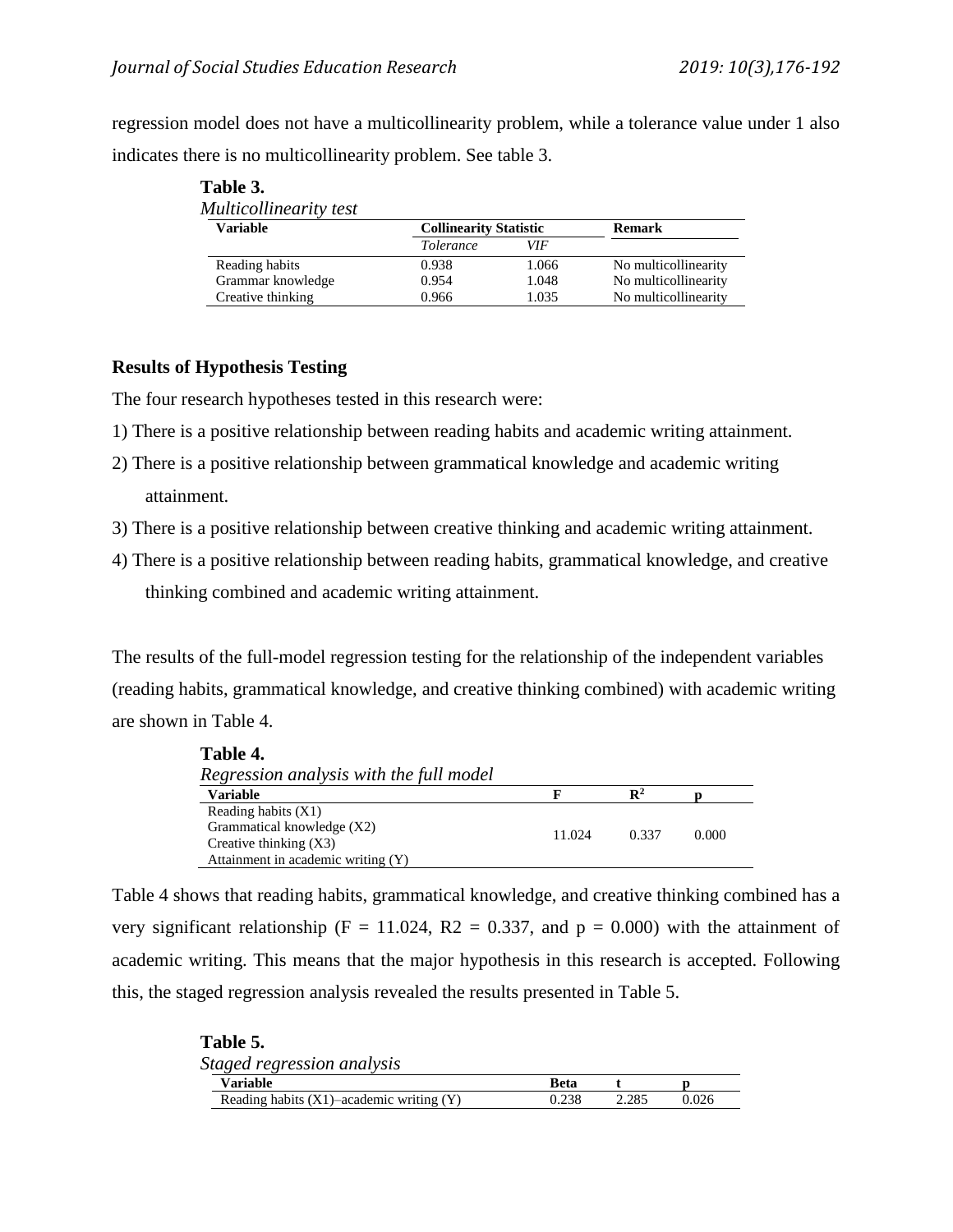regression model does not have a multicollinearity problem, while a tolerance value under 1 also indicates there is no multicollinearity problem. See table 3.

**Table 3.**
*Multicollinearity test*

| Variable | Collinearity Statistic | | Remark |
|---|---|---|---|
| | *Tolerance* | *VIF* | |
| Reading habits | 0.938 | 1.066 | No multicollinearity |
| Grammar knowledge | 0.954 | 1.048 | No multicollinearity |
| Creative thinking | 0.966 | 1.035 | No multicollinearity |

### Results of Hypothesis Testing

The four research hypotheses tested in this research were:

1) There is a positive relationship between reading habits and academic writing attainment.
2) There is a positive relationship between grammatical knowledge and academic writing attainment.
3) There is a positive relationship between creative thinking and academic writing attainment.
4) There is a positive relationship between reading habits, grammatical knowledge, and creative thinking combined and academic writing attainment.

The results of the full-model regression testing for the relationship of the independent variables (reading habits, grammatical knowledge, and creative thinking combined) with academic writing are shown in Table 4.

**Table 4.**
*Regression analysis with the full model*

| Variable | F | $R^2$ | p |
|---|---|---|---|
| Reading habits (X1)<br>Grammatical knowledge (X2)<br>Creative thinking (X3)<br>Attainment in academic writing (Y) | 11.024 | 0.337 | 0.000 |

Table 4 shows that reading habits, grammatical knowledge, and creative thinking combined has a very significant relationship ($F = 11.024$, $R2 = 0.337$, and $p = 0.000$) with the attainment of academic writing. This means that the major hypothesis in this research is accepted. Following this, the staged regression analysis revealed the results presented in Table 5.

**Table 5.**
*Staged regression analysis*

| Variable | Beta | t | p |
|---|---|---|---|
| Reading habits (X1)–academic writing (Y) | 0.238 | 2.285 | 0.026 |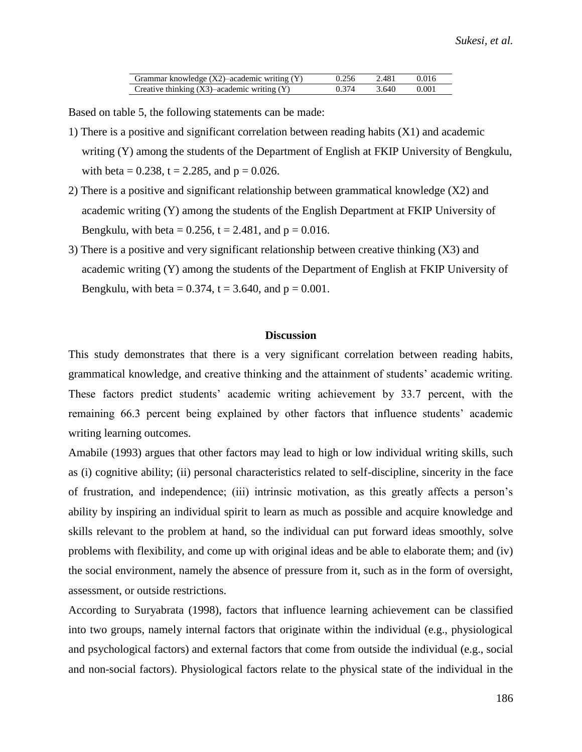| Grammar knowledge (X2)–academic writing (Y) | 0.256 | 2.481 | 0.016 |
|---|---|---|---|
| Creative thinking (X3)–academic writing (Y) | 0.374 | 3.640 | 0.001 |

Based on table 5, the following statements can be made:

1) There is a positive and significant correlation between reading habits (X1) and academic writing (Y) among the students of the Department of English at FKIP University of Bengkulu, with beta = 0.238, t = 2.285, and p = 0.026.
2) There is a positive and significant relationship between grammatical knowledge (X2) and academic writing (Y) among the students of the English Department at FKIP University of Bengkulu, with beta = 0.256, t = 2.481, and p = 0.016.
3) There is a positive and very significant relationship between creative thinking (X3) and academic writing (Y) among the students of the Department of English at FKIP University of Bengkulu, with beta = 0.374, t = 3.640, and p = 0.001.

## Discussion

This study demonstrates that there is a very significant correlation between reading habits, grammatical knowledge, and creative thinking and the attainment of students' academic writing. These factors predict students' academic writing achievement by 33.7 percent, with the remaining 66.3 percent being explained by other factors that influence students' academic writing learning outcomes.

Amabile (1993) argues that other factors may lead to high or low individual writing skills, such as (i) cognitive ability; (ii) personal characteristics related to self-discipline, sincerity in the face of frustration, and independence; (iii) intrinsic motivation, as this greatly affects a person's ability by inspiring an individual spirit to learn as much as possible and acquire knowledge and skills relevant to the problem at hand, so the individual can put forward ideas smoothly, solve problems with flexibility, and come up with original ideas and be able to elaborate them; and (iv) the social environment, namely the absence of pressure from it, such as in the form of oversight, assessment, or outside restrictions.

According to Suryabrata (1998), factors that influence learning achievement can be classified into two groups, namely internal factors that originate within the individual (e.g., physiological and psychological factors) and external factors that come from outside the individual (e.g., social and non-social factors). Physiological factors relate to the physical state of the individual in the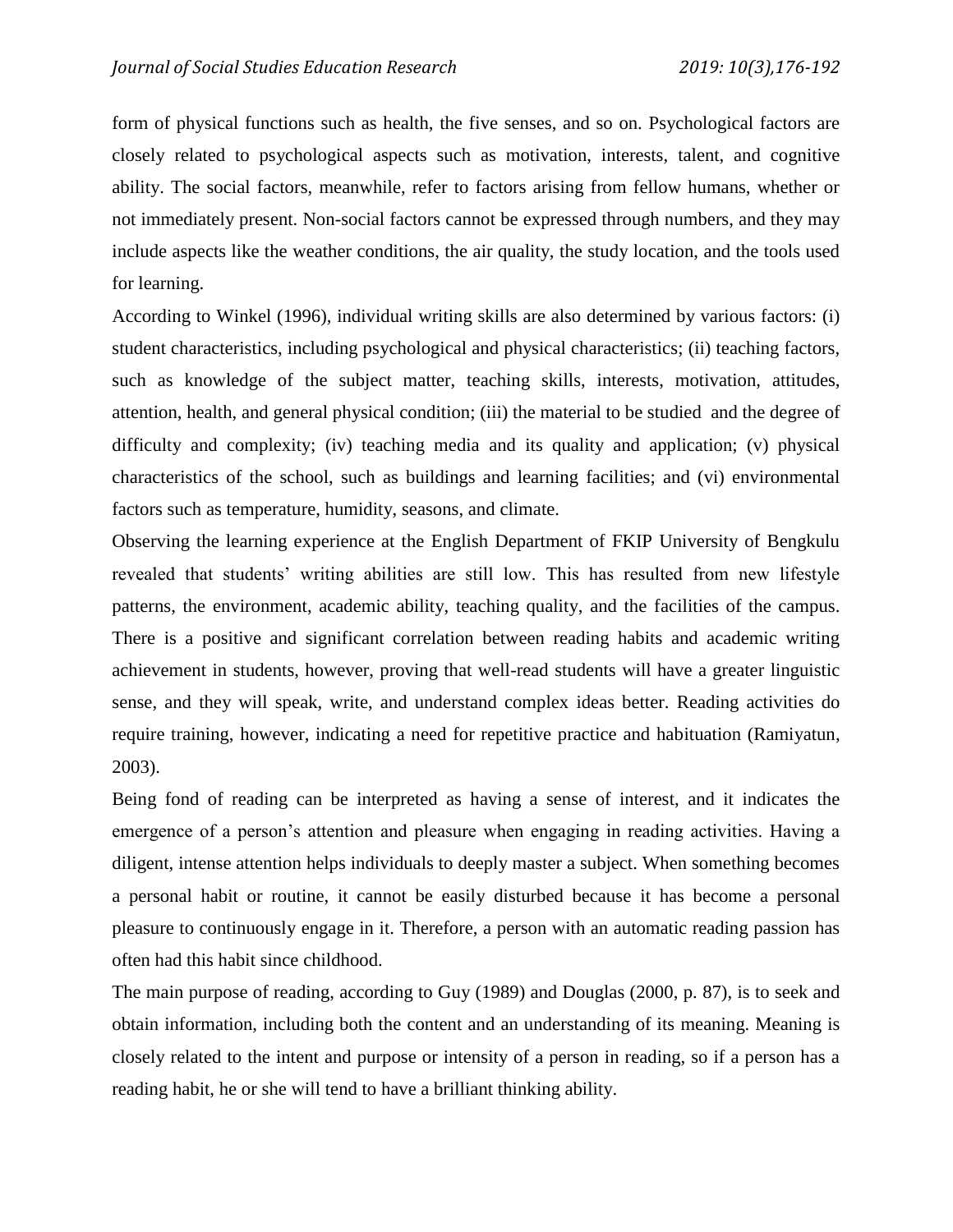form of physical functions such as health, the five senses, and so on. Psychological factors are closely related to psychological aspects such as motivation, interests, talent, and cognitive ability. The social factors, meanwhile, refer to factors arising from fellow humans, whether or not immediately present. Non-social factors cannot be expressed through numbers, and they may include aspects like the weather conditions, the air quality, the study location, and the tools used for learning.

According to Winkel (1996), individual writing skills are also determined by various factors: (i) student characteristics, including psychological and physical characteristics; (ii) teaching factors, such as knowledge of the subject matter, teaching skills, interests, motivation, attitudes, attention, health, and general physical condition; (iii) the material to be studied and the degree of difficulty and complexity; (iv) teaching media and its quality and application; (v) physical characteristics of the school, such as buildings and learning facilities; and (vi) environmental factors such as temperature, humidity, seasons, and climate.

Observing the learning experience at the English Department of FKIP University of Bengkulu revealed that students' writing abilities are still low. This has resulted from new lifestyle patterns, the environment, academic ability, teaching quality, and the facilities of the campus. There is a positive and significant correlation between reading habits and academic writing achievement in students, however, proving that well-read students will have a greater linguistic sense, and they will speak, write, and understand complex ideas better. Reading activities do require training, however, indicating a need for repetitive practice and habituation (Ramiyatun, 2003).

Being fond of reading can be interpreted as having a sense of interest, and it indicates the emergence of a person's attention and pleasure when engaging in reading activities. Having a diligent, intense attention helps individuals to deeply master a subject. When something becomes a personal habit or routine, it cannot be easily disturbed because it has become a personal pleasure to continuously engage in it. Therefore, a person with an automatic reading passion has often had this habit since childhood.

The main purpose of reading, according to Guy (1989) and Douglas (2000, p. 87), is to seek and obtain information, including both the content and an understanding of its meaning. Meaning is closely related to the intent and purpose or intensity of a person in reading, so if a person has a reading habit, he or she will tend to have a brilliant thinking ability.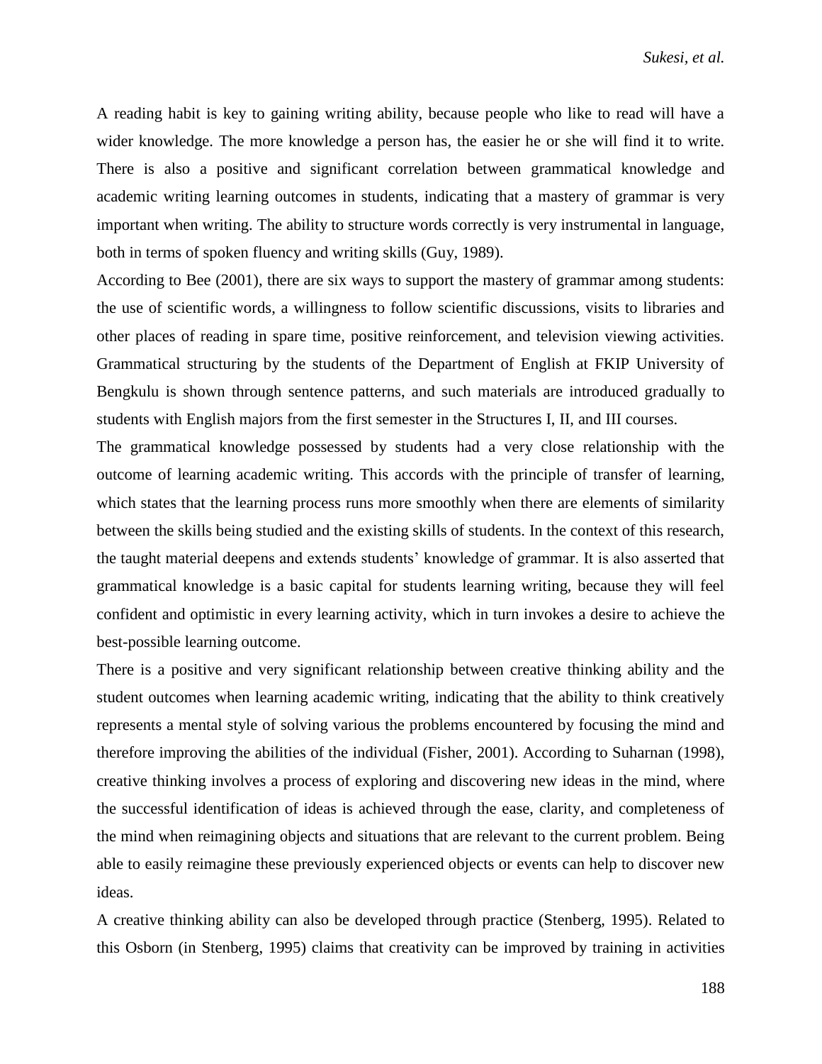A reading habit is key to gaining writing ability, because people who like to read will have a wider knowledge. The more knowledge a person has, the easier he or she will find it to write. There is also a positive and significant correlation between grammatical knowledge and academic writing learning outcomes in students, indicating that a mastery of grammar is very important when writing. The ability to structure words correctly is very instrumental in language, both in terms of spoken fluency and writing skills (Guy, 1989).

According to Bee (2001), there are six ways to support the mastery of grammar among students: the use of scientific words, a willingness to follow scientific discussions, visits to libraries and other places of reading in spare time, positive reinforcement, and television viewing activities. Grammatical structuring by the students of the Department of English at FKIP University of Bengkulu is shown through sentence patterns, and such materials are introduced gradually to students with English majors from the first semester in the Structures I, II, and III courses.

The grammatical knowledge possessed by students had a very close relationship with the outcome of learning academic writing. This accords with the principle of transfer of learning, which states that the learning process runs more smoothly when there are elements of similarity between the skills being studied and the existing skills of students. In the context of this research, the taught material deepens and extends students' knowledge of grammar. It is also asserted that grammatical knowledge is a basic capital for students learning writing, because they will feel confident and optimistic in every learning activity, which in turn invokes a desire to achieve the best-possible learning outcome.

There is a positive and very significant relationship between creative thinking ability and the student outcomes when learning academic writing, indicating that the ability to think creatively represents a mental style of solving various the problems encountered by focusing the mind and therefore improving the abilities of the individual (Fisher, 2001). According to Suharnan (1998), creative thinking involves a process of exploring and discovering new ideas in the mind, where the successful identification of ideas is achieved through the ease, clarity, and completeness of the mind when reimagining objects and situations that are relevant to the current problem. Being able to easily reimagine these previously experienced objects or events can help to discover new ideas.

A creative thinking ability can also be developed through practice (Stenberg, 1995). Related to this Osborn (in Stenberg, 1995) claims that creativity can be improved by training in activities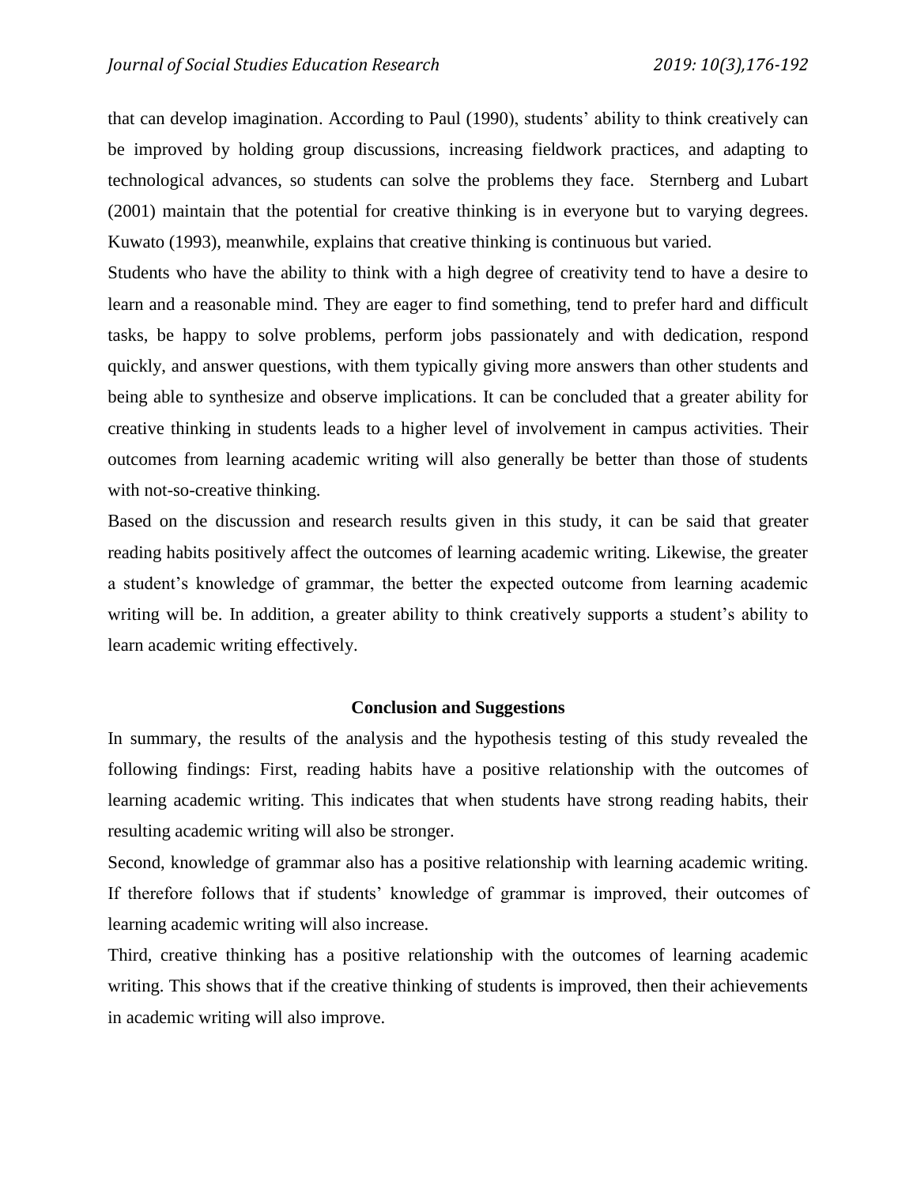that can develop imagination. According to Paul (1990), students' ability to think creatively can be improved by holding group discussions, increasing fieldwork practices, and adapting to technological advances, so students can solve the problems they face. Sternberg and Lubart (2001) maintain that the potential for creative thinking is in everyone but to varying degrees. Kuwato (1993), meanwhile, explains that creative thinking is continuous but varied.

Students who have the ability to think with a high degree of creativity tend to have a desire to learn and a reasonable mind. They are eager to find something, tend to prefer hard and difficult tasks, be happy to solve problems, perform jobs passionately and with dedication, respond quickly, and answer questions, with them typically giving more answers than other students and being able to synthesize and observe implications. It can be concluded that a greater ability for creative thinking in students leads to a higher level of involvement in campus activities. Their outcomes from learning academic writing will also generally be better than those of students with not-so-creative thinking.

Based on the discussion and research results given in this study, it can be said that greater reading habits positively affect the outcomes of learning academic writing. Likewise, the greater a student's knowledge of grammar, the better the expected outcome from learning academic writing will be. In addition, a greater ability to think creatively supports a student's ability to learn academic writing effectively.

## Conclusion and Suggestions

In summary, the results of the analysis and the hypothesis testing of this study revealed the following findings: First, reading habits have a positive relationship with the outcomes of learning academic writing. This indicates that when students have strong reading habits, their resulting academic writing will also be stronger.

Second, knowledge of grammar also has a positive relationship with learning academic writing. If therefore follows that if students' knowledge of grammar is improved, their outcomes of learning academic writing will also increase.

Third, creative thinking has a positive relationship with the outcomes of learning academic writing. This shows that if the creative thinking of students is improved, then their achievements in academic writing will also improve.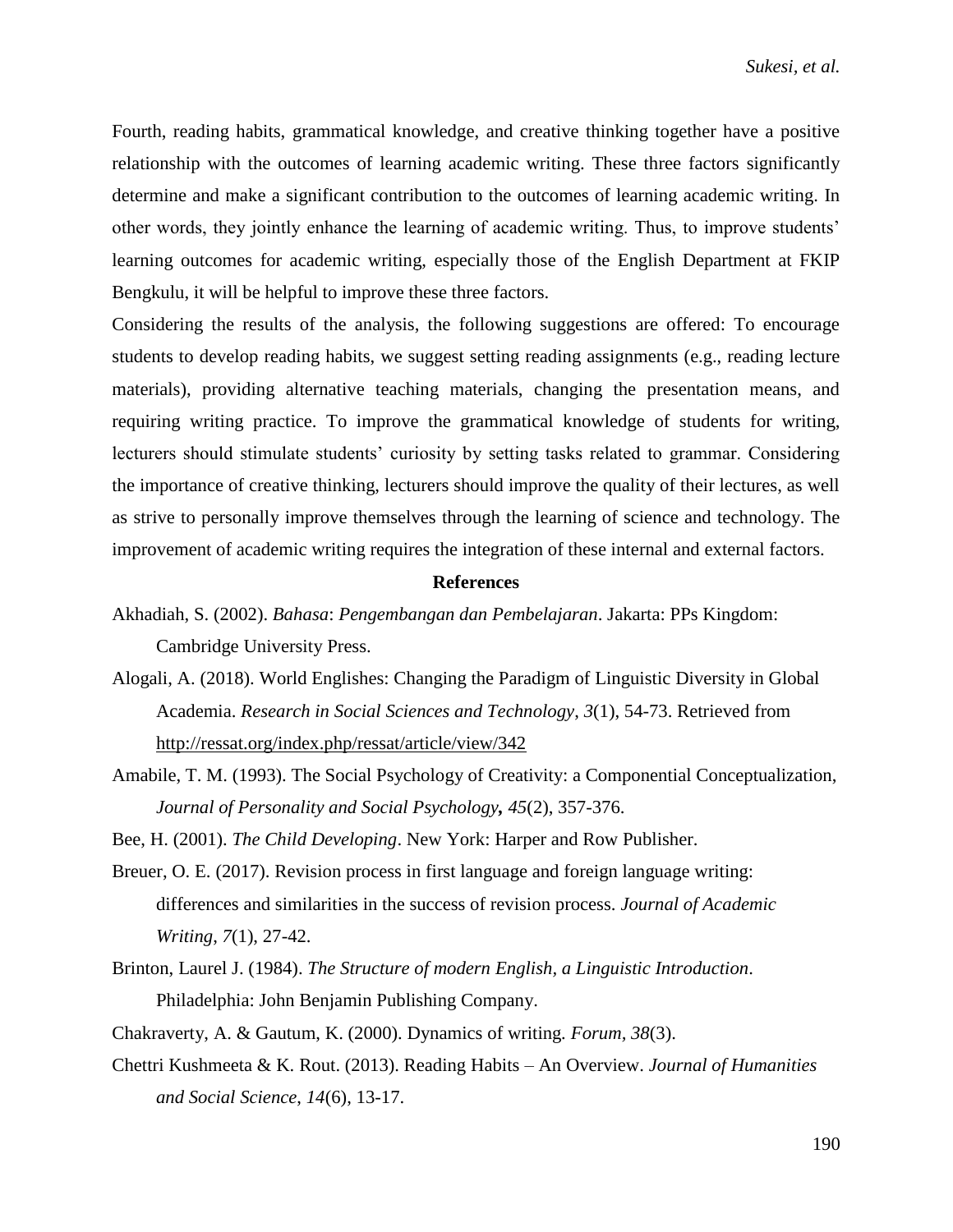Fourth, reading habits, grammatical knowledge, and creative thinking together have a positive relationship with the outcomes of learning academic writing. These three factors significantly determine and make a significant contribution to the outcomes of learning academic writing. In other words, they jointly enhance the learning of academic writing. Thus, to improve students' learning outcomes for academic writing, especially those of the English Department at FKIP Bengkulu, it will be helpful to improve these three factors.

Considering the results of the analysis, the following suggestions are offered: To encourage students to develop reading habits, we suggest setting reading assignments (e.g., reading lecture materials), providing alternative teaching materials, changing the presentation means, and requiring writing practice. To improve the grammatical knowledge of students for writing, lecturers should stimulate students' curiosity by setting tasks related to grammar. Considering the importance of creative thinking, lecturers should improve the quality of their lectures, as well as strive to personally improve themselves through the learning of science and technology. The improvement of academic writing requires the integration of these internal and external factors.

## References

Akhadiah, S. (2002). *Bahasa*: *Pengembangan dan Pembelajaran*. Jakarta: PPs Kingdom: Cambridge University Press.

Alogali, A. (2018). World Englishes: Changing the Paradigm of Linguistic Diversity in Global Academia. *Research in Social Sciences and Technology*, *3*(1), 54-73. Retrieved from http://ressat.org/index.php/ressat/article/view/342

Amabile, T. M. (1993). The Social Psychology of Creativity: a Componential Conceptualization, *Journal of Personality and Social Psychology***,** *45*(2), 357-376.

Bee, H. (2001). *The Child Developing*. New York: Harper and Row Publisher.

Breuer, O. E. (2017). Revision process in first language and foreign language writing: differences and similarities in the success of revision process. *Journal of Academic Writing*, *7*(1), 27-42.

Brinton, Laurel J. (1984). *The Structure of modern English, a Linguistic Introduction*. Philadelphia: John Benjamin Publishing Company.

Chakraverty, A. & Gautum, K. (2000). Dynamics of writing. *Forum, 38*(3).

Chettri Kushmeeta & K. Rout. (2013). Reading Habits – An Overview. *Journal of Humanities and Social Science, 14*(6), 13-17.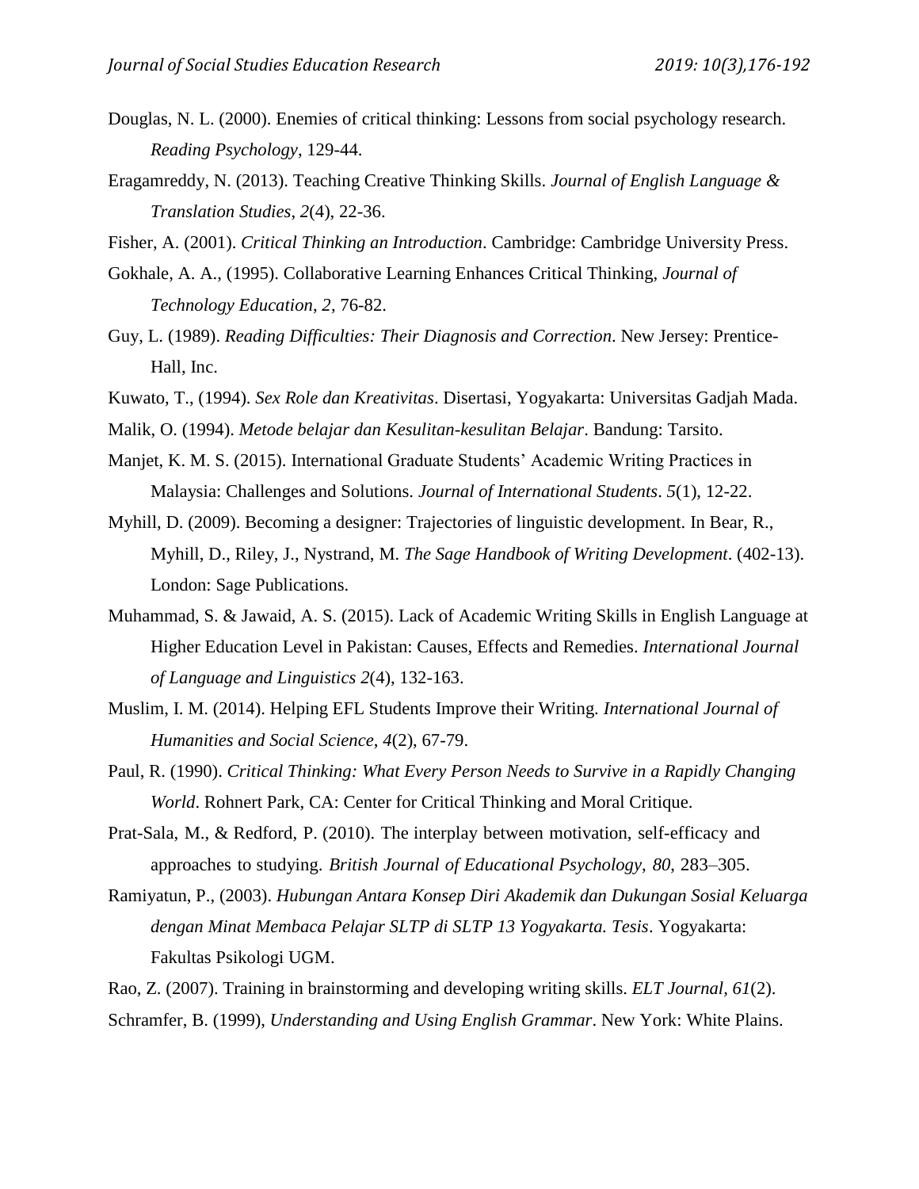Douglas, N. L. (2000). Enemies of critical thinking: Lessons from social psychology research. *Reading Psychology*, 129-44.

Eragamreddy, N. (2013). Teaching Creative Thinking Skills. *Journal of English Language & Translation Studies*, *2*(4), 22-36.

Fisher, A. (2001). *Critical Thinking an Introduction*. Cambridge: Cambridge University Press.

Gokhale, A. A., (1995). Collaborative Learning Enhances Critical Thinking, *Journal of Technology Education*, *2*, 76-82.

Guy, L. (1989). *Reading Difficulties: Their Diagnosis and Correction*. New Jersey: Prentice-Hall, Inc.

Kuwato, T., (1994). *Sex Role dan Kreativitas*. Disertasi, Yogyakarta: Universitas Gadjah Mada.

Malik, O. (1994). *Metode belajar dan Kesulitan-kesulitan Belajar*. Bandung: Tarsito.

Manjet, K. M. S. (2015). International Graduate Students' Academic Writing Practices in Malaysia: Challenges and Solutions. *Journal of International Students*. *5*(1), 12-22.

Myhill, D. (2009). Becoming a designer: Trajectories of linguistic development. In Bear, R., Myhill, D., Riley, J., Nystrand, M. *The Sage Handbook of Writing Development*. (402-13). London: Sage Publications.

Muhammad, S. & Jawaid, A. S. (2015). Lack of Academic Writing Skills in English Language at Higher Education Level in Pakistan: Causes, Effects and Remedies. *International Journal of Language and Linguistics 2*(4), 132-163.

Muslim, I. M. (2014). Helping EFL Students Improve their Writing. *International Journal of Humanities and Social Science*, *4*(2), 67-79.

Paul, R. (1990). *Critical Thinking: What Every Person Needs to Survive in a Rapidly Changing World*. Rohnert Park, CA: Center for Critical Thinking and Moral Critique.

Prat-Sala, M., & Redford, P. (2010). The interplay between motivation, self-efficacy and approaches to studying. *British Journal of Educational Psychology*, *80*, 283–305.

Ramiyatun, P., (2003). *Hubungan Antara Konsep Diri Akademik dan Dukungan Sosial Keluarga dengan Minat Membaca Pelajar SLTP di SLTP 13 Yogyakarta. Tesis*. Yogyakarta: Fakultas Psikologi UGM.

Rao, Z. (2007). Training in brainstorming and developing writing skills. *ELT Journal*, *61*(2).

Schramfer, B. (1999), *Understanding and Using English Grammar*. New York: White Plains.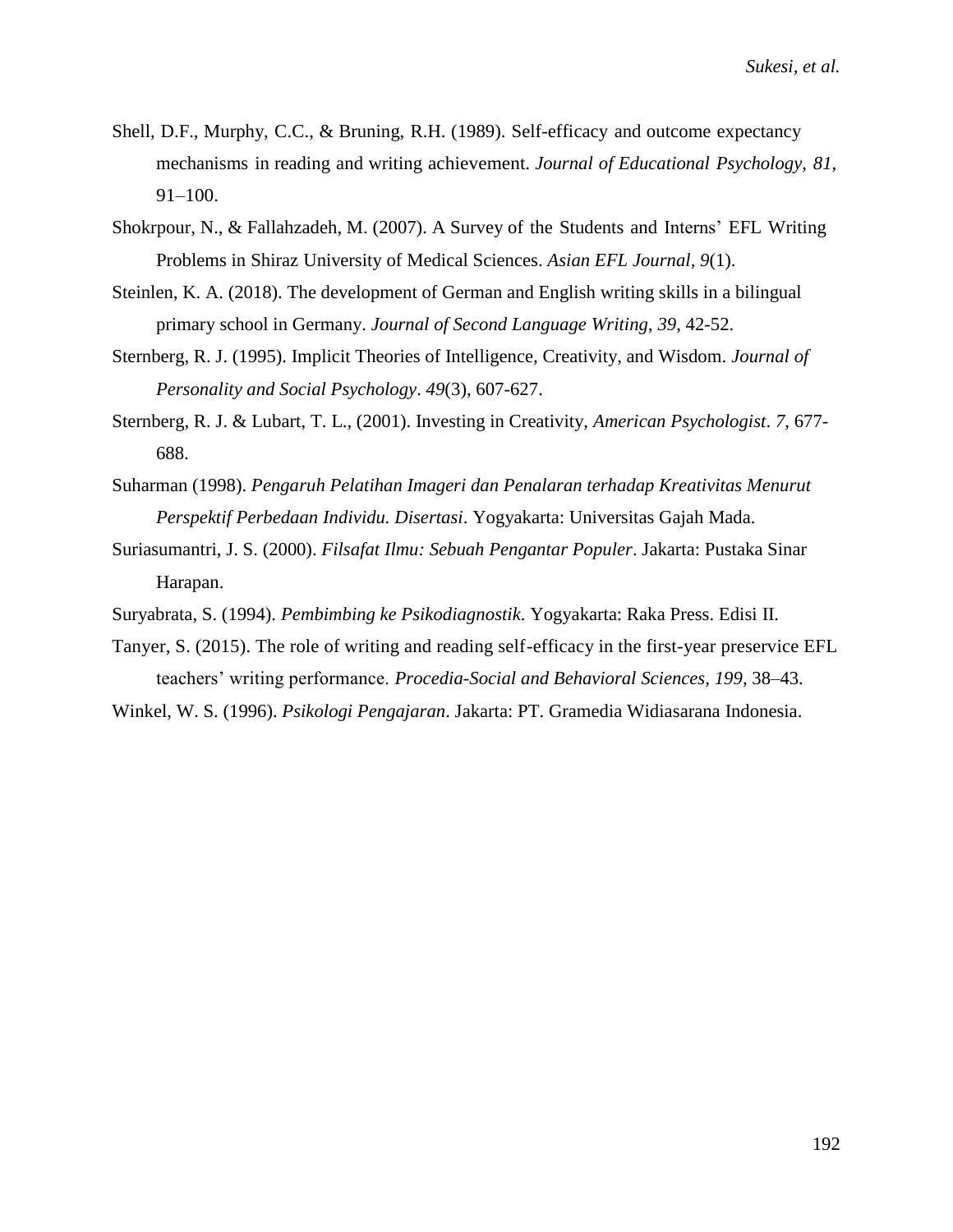Shell, D.F., Murphy, C.C., & Bruning, R.H. (1989). Self-efficacy and outcome expectancy mechanisms in reading and writing achievement. *Journal of Educational Psychology, 81*, 91–100.

Shokrpour, N., & Fallahzadeh, M. (2007). A Survey of the Students and Interns' EFL Writing Problems in Shiraz University of Medical Sciences. *Asian EFL Journal, 9*(1).

Steinlen, K. A. (2018). The development of German and English writing skills in a bilingual primary school in Germany. *Journal of Second Language Writing, 39*, 42-52.

Sternberg, R. J. (1995). Implicit Theories of Intelligence, Creativity, and Wisdom. *Journal of Personality and Social Psychology*. *49*(3), 607-627.

Sternberg, R. J. & Lubart, T. L., (2001). Investing in Creativity, *American Psychologist*. *7*, 677-688.

Suharman (1998). *Pengaruh Pelatihan Imageri dan Penalaran terhadap Kreativitas Menurut Perspektif Perbedaan Individu. Disertasi*. Yogyakarta: Universitas Gajah Mada.

Suriasumantri, J. S. (2000). *Filsafat Ilmu: Sebuah Pengantar Populer*. Jakarta: Pustaka Sinar Harapan.

Suryabrata, S. (1994). *Pembimbing ke Psikodiagnostik*. Yogyakarta: Raka Press. Edisi II.

Tanyer, S. (2015). The role of writing and reading self-efficacy in the first-year preservice EFL teachers' writing performance. *Procedia-Social and Behavioral Sciences, 199*, 38–43.

Winkel, W. S. (1996). *Psikologi Pengajaran*. Jakarta: PT. Gramedia Widiasarana Indonesia.